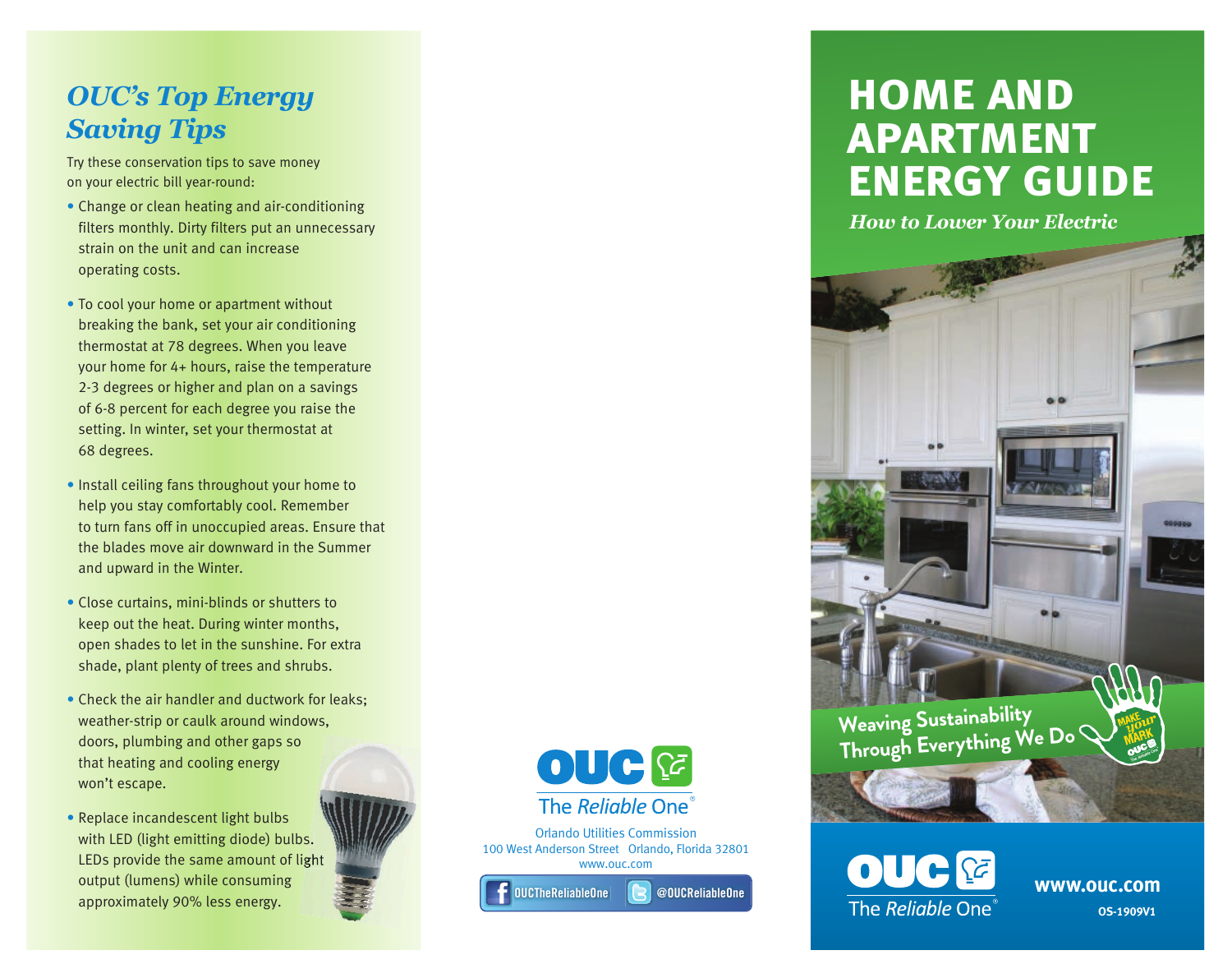## *OUC's Top Energy Saving Tips*

Try these conservation tips to save money on your electric bill year-round:

- Change or clean heating and air-conditioning filters monthly. Dirty filters put an unnecessary strain on the unit and can increase operating costs.
- To cool your home or apartment without breaking the bank, set your air conditioning thermostat at 78 degrees. When you leave your home for 4+ hours, raise the temperature 2-3 degrees or higher and plan on a savings of 6-8 percent for each degree you raise the setting. In winter, set your thermostat at 68 degrees.
- Install ceiling fans throughout your home to help you stay comfortably cool. Remember to turn fans off in unoccupied areas. Ensure that the blades move air downward in the Summer and upward in the Winter.
- Close curtains, mini-blinds or shutters to keep out the heat. During winter months, open shades to let in the sunshine. For extra shade, plant plenty of trees and shrubs.
- Check the air handler and ductwork for leaks; weather-strip or caulk around windows, doors, plumbing and other gaps so that heating and cooling energy won't escape.
- Replace incandescent light bulbs with LED (light emitting diode) bulbs. LEDs provide the same amount of light output (lumens) while consuming approximately 90% less energy.

OUC The *Reliable* One®

Orlando Utilities Commission
100 West Anderson Street Orlando, Florida 32801
www.ouc.com

OUCTheReliableOne @OUCReliableOne

# HOME AND APARTMENT ENERGY GUIDE

***How to Lower Your Electric***

Weaving Sustainability Through Everything We Do

MAKE your MARK OUC The Reliable One

OUC The *Reliable* One®

**www.ouc.com**

**OS-1909V1**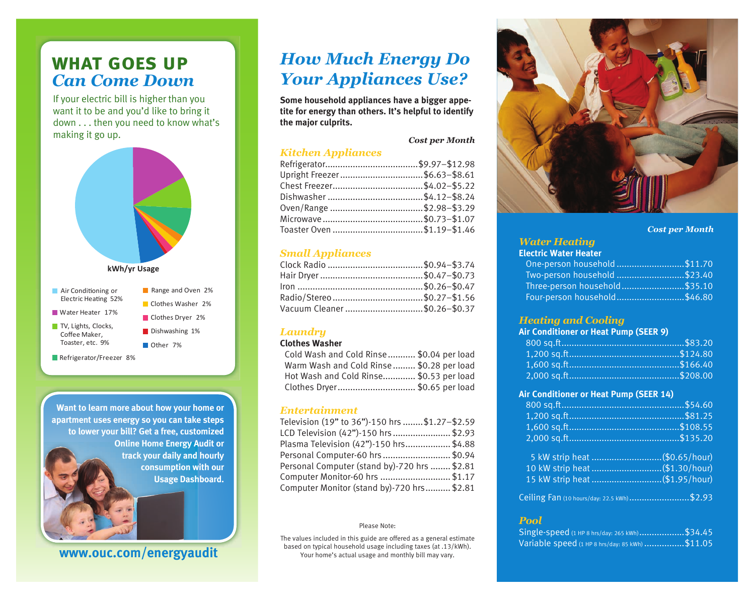# WHAT GOES UP *Can Come Down*

If your electric bill is higher than you want it to be and you'd like to bring it down . . . then you need to know what's making it go up.

kWh/yr Usage

Air Conditioning or Electric Heating 52%
Water Heater 17%
TV, Lights, Clocks, Coffee Maker, Toaster, etc. 9%
Refrigerator/Freezer 8%
Range and Oven 2%
Clothes Washer 2%
Clothes Dryer 2%
Dishwashing 1%
Other 7%

**Want to learn more about how your home or apartment uses energy so you can take steps to lower your bill? Get a free, customized Online Home Energy Audit or track your daily and hourly consumption with our Usage Dashboard.**

**www.ouc.com/energyaudit**

# *How Much Energy Do Your Appliances Use?*

**Some household appliances have a bigger appetite for energy than others. It's helpful to identify the major culprits.**

| | ***Cost per Month*** |
|---|---|
| ***Kitchen Appliances*** | |
| Refrigerator | $9.97–$12.98 |
| Upright Freezer | $6.63–$8.61 |
| Chest Freezer | $4.02–$5.22 |
| Dishwasher | $4.12–$8.24 |
| Oven/Range | $2.98–$3.29 |
| Microwave | $0.73–$1.07 |
| Toaster Oven | $1.19–$1.46 |
| ***Small Appliances*** | |
| Clock Radio | $0.94–$3.74 |
| Hair Dryer | $0.47–$0.73 |
| Iron | $0.26–$0.47 |
| Radio/Stereo | $0.27–$1.56 |
| Vacuum Cleaner | $0.26–$0.37 |
| ***Laundry*** | |
| **Clothes Washer** | |
| Cold Wash and Cold Rinse | $0.04 per load |
| Warm Wash and Cold Rinse | $0.28 per load |
| Hot Wash and Cold Rinse | $0.53 per load |
| Clothes Dryer | $0.65 per load |
| ***Entertainment*** | |
| Television (19" to 36")-150 hrs | $1.27–$2.59 |
| LCD Television (42")-150 hrs | $2.93 |
| Plasma Television (42")-150 hrs | $4.88 |
| Personal Computer-60 hrs | $0.94 |
| Personal Computer (stand by)-720 hrs | $2.81 |
| Computer Monitor-60 hrs | $1.17 |
| Computer Monitor (stand by)-720 hrs | $2.81 |

Please Note:

The values included in this guide are offered as a general estimate based on typical household usage including taxes (at .13/kWh). Your home's actual usage and monthly bill may vary.

| | ***Cost per Month*** |
|---|---|
| ***Water Heating*** | |
| **Electric Water Heater** | |
| One-person household | $11.70 |
| Two-person household | $23.40 |
| Three-person household | $35.10 |
| Four-person household | $46.80 |
| ***Heating and Cooling*** | |
| **Air Conditioner or Heat Pump (SEER 9)** | |
| 800 sq.ft. | $83.20 |
| 1,200 sq.ft. | $124.80 |
| 1,600 sq.ft. | $166.40 |
| 2,000 sq.ft. | $208.00 |
| **Air Conditioner or Heat Pump (SEER 14)** | |
| 800 sq.ft. | $54.60 |
| 1,200 sq.ft. | $81.25 |
| 1,600 sq.ft. | $108.55 |
| 2,000 sq.ft. | $135.20 |
| 5 kW strip heat | ($0.65/hour) |
| 10 kW strip heat | ($1.30/hour) |
| 15 kW strip heat | ($1.95/hour) |
| Ceiling Fan (10 hours/day: 22.5 kWh) | $2.93 |
| ***Pool*** | |
| Single-speed (1 HP 8 hrs/day: 265 kWh) | $34.45 |
| Variable speed (1 HP 8 hrs/day: 85 kWh) | $11.05 |